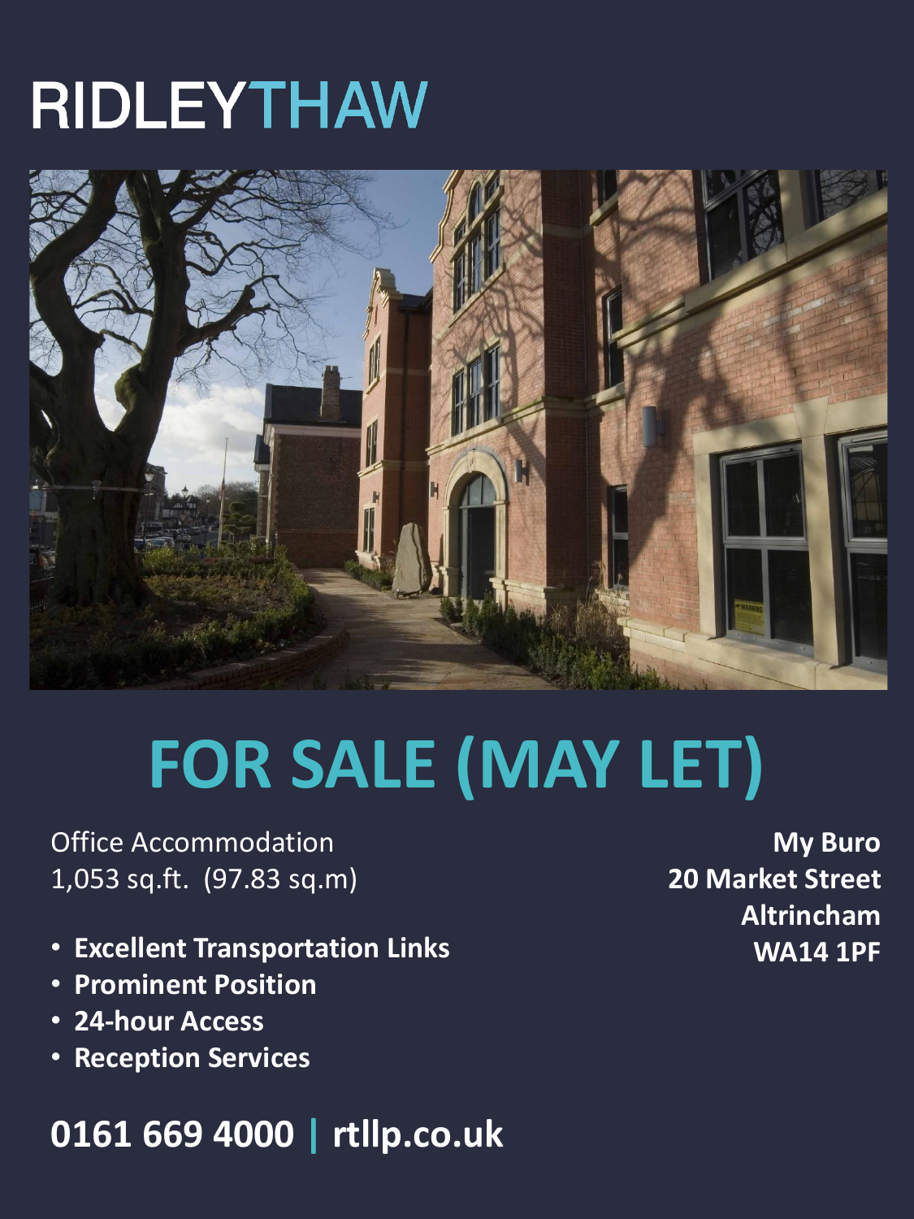# RIDLEYTHAW

# FOR SALE (MAY LET)

Office Accommodation
1,053 sq.ft. (97.83 sq.m)

**My Buro**
**20 Market Street**
**Altrincham**
**WA14 1PF**

- **Excellent Transportation Links**
- **Prominent Position**
- **24-hour Access**
- **Reception Services**

**0161 669 4000 | rtllp.co.uk**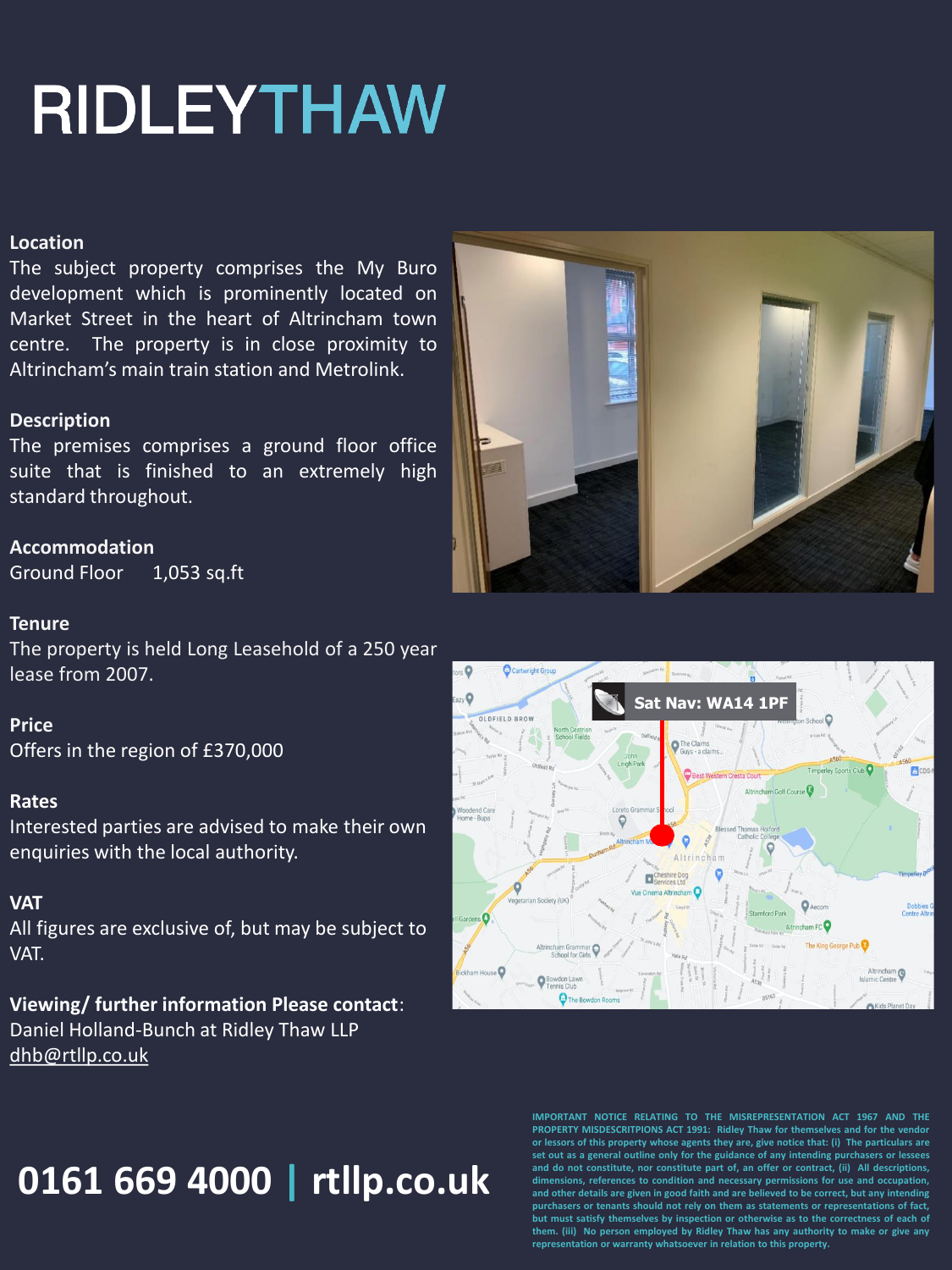# RIDLEYTHAW

## Location

The subject property comprises the My Buro development which is prominently located on Market Street in the heart of Altrincham town centre. The property is in close proximity to Altrincham's main train station and Metrolink.

## Description

The premises comprises a ground floor office suite that is finished to an extremely high standard throughout.

## Accommodation

| | |
|---|---|
| Ground Floor | 1,053 sq.ft |

## Tenure

The property is held Long Leasehold of a 250 year lease from 2007.

## Price

Offers in the region of £370,000

## Rates

Interested parties are advised to make their own enquiries with the local authority.

## VAT

All figures are exclusive of, but may be subject to VAT.

**Viewing/ further information Please contact**:
Daniel Holland-Bunch at Ridley Thaw LLP
dhb@rtllp.co.uk

Sat Nav: WA14 1PF

**0161 669 4000 | rtllp.co.uk**

**IMPORTANT NOTICE RELATING TO THE MISREPRESENTATION ACT 1967 AND THE PROPERTY MISDESCRITPIONS ACT 1991: Ridley Thaw for themselves and for the vendor or lessors of this property whose agents they are, give notice that: (i) The particulars are set out as a general outline only for the guidance of any intending purchasers or lessees and do not constitute, nor constitute part of, an offer or contract, (ii) All descriptions, dimensions, references to condition and necessary permissions for use and occupation, and other details are given in good faith and are believed to be correct, but any intending purchasers or tenants should not rely on them as statements or representations of fact, but must satisfy themselves by inspection or otherwise as to the correctness of each of them. (iii) No person employed by Ridley Thaw has any authority to make or give any representation or warranty whatsoever in relation to this property.**